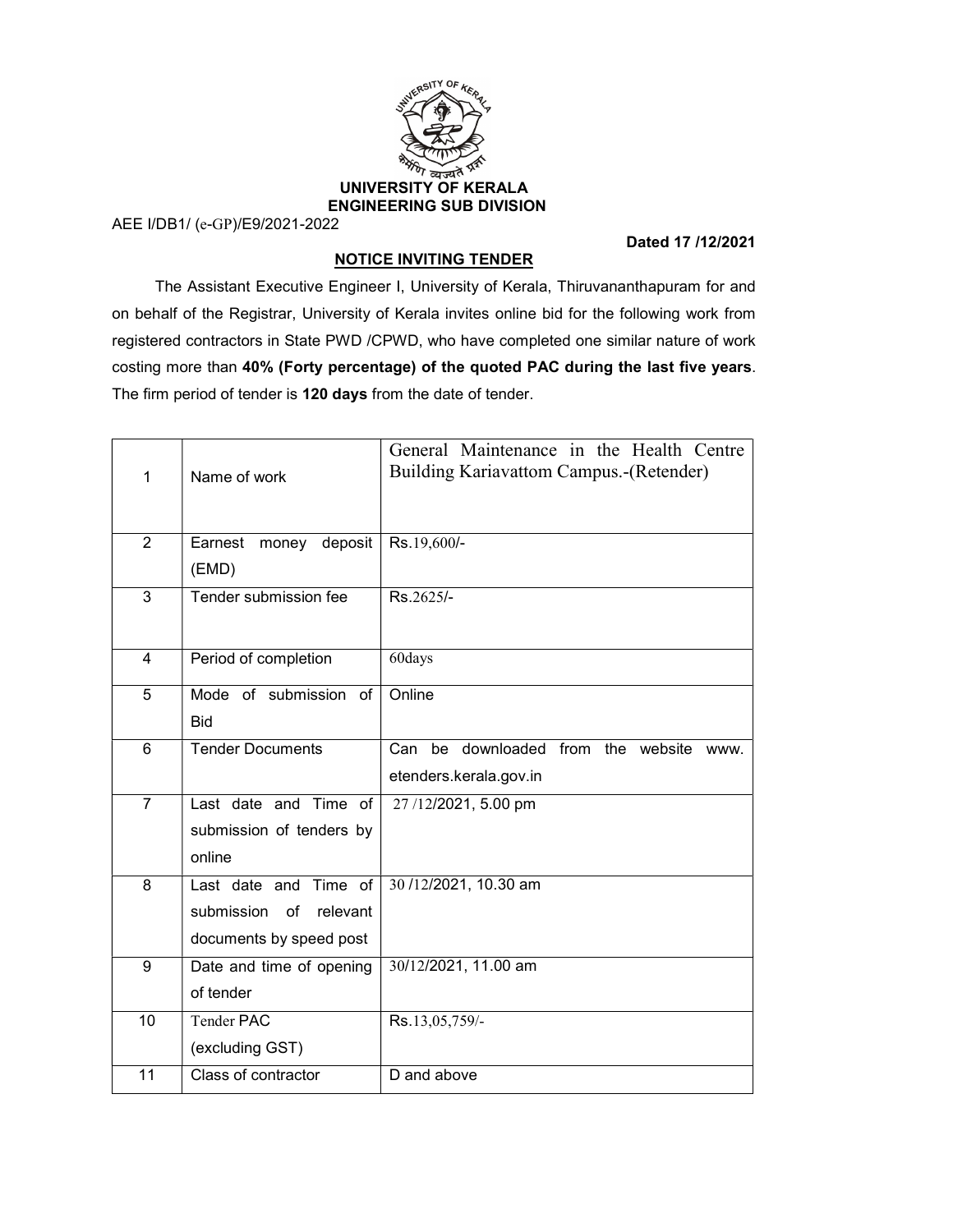# UNIVERSITY OF KERALA
## ENGINEERING SUB DIVISION

AEE I/DB1/ (e-GP)/E9/2021-2022

**Dated 17 /12/2021**

### NOTICE INVITING TENDER

The Assistant Executive Engineer I, University of Kerala, Thiruvananthapuram for and on behalf of the Registrar, University of Kerala invites online bid for the following work from registered contractors in State PWD /CPWD, who have completed one similar nature of work costing more than **40% (Forty percentage) of the quoted PAC during the last five years**. The firm period of tender is **120 days** from the date of tender.

| | | |
|---|---|---|
| 1 | Name of work | General Maintenance in the Health Centre Building Kariavattom Campus.-(Retender) |
| 2 | Earnest money deposit (EMD) | Rs.19,600/- |
| 3 | Tender submission fee | Rs.2625/- |
| 4 | Period of completion | 60days |
| 5 | Mode of submission of Bid | Online |
| 6 | Tender Documents | Can be downloaded from the website www. etenders.kerala.gov.in |
| 7 | Last date and Time of submission of tenders by online | 27 /12/2021, 5.00 pm |
| 8 | Last date and Time of submission of relevant documents by speed post | 30 /12/2021, 10.30 am |
| 9 | Date and time of opening of tender | 30/12/2021, 11.00 am |
| 10 | Tender PAC (excluding GST) | Rs.13,05,759/- |
| 11 | Class of contractor | D and above |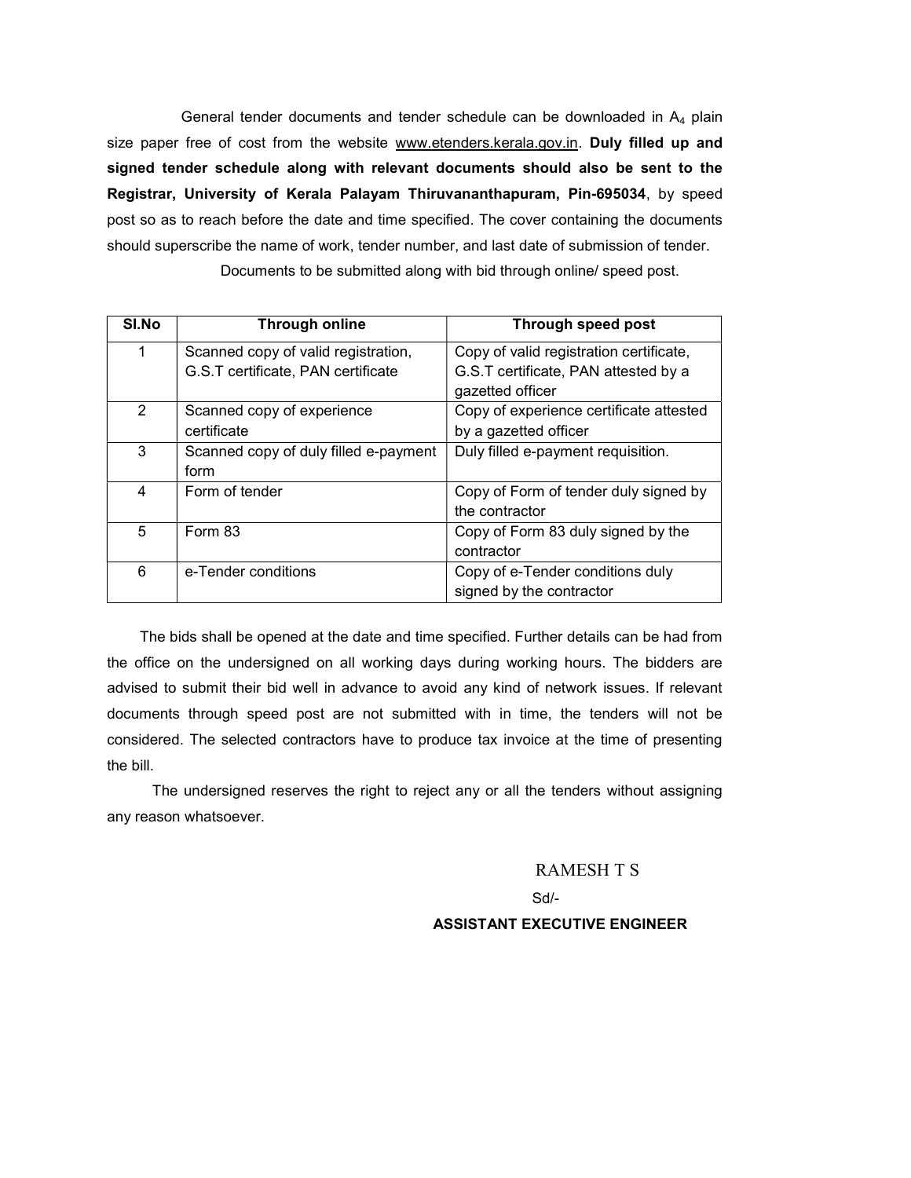General tender documents and tender schedule can be downloaded in $A_4$ plain size paper free of cost from the website www.etenders.kerala.gov.in. **Duly filled up and signed tender schedule along with relevant documents should also be sent to the Registrar, University of Kerala Palayam Thiruvananthapuram, Pin-695034**, by speed post so as to reach before the date and time specified. The cover containing the documents should superscribe the name of work, tender number, and last date of submission of tender.

Documents to be submitted along with bid through online/ speed post.

| Sl.No | Through online | Through speed post |
|---|---|---|
| 1 | Scanned copy of valid registration, G.S.T certificate, PAN certificate | Copy of valid registration certificate, G.S.T certificate, PAN attested by a gazetted officer |
| 2 | Scanned copy of experience certificate | Copy of experience certificate attested by a gazetted officer |
| 3 | Scanned copy of duly filled e-payment form | Duly filled e-payment requisition. |
| 4 | Form of tender | Copy of Form of tender duly signed by the contractor |
| 5 | Form 83 | Copy of Form 83 duly signed by the contractor |
| 6 | e-Tender conditions | Copy of e-Tender conditions duly signed by the contractor |

The bids shall be opened at the date and time specified. Further details can be had from the office on the undersigned on all working days during working hours. The bidders are advised to submit their bid well in advance to avoid any kind of network issues. If relevant documents through speed post are not submitted with in time, the tenders will not be considered. The selected contractors have to produce tax invoice at the time of presenting the bill.

The undersigned reserves the right to reject any or all the tenders without assigning any reason whatsoever.

RAMESH T S

Sd/-

**ASSISTANT EXECUTIVE ENGINEER**